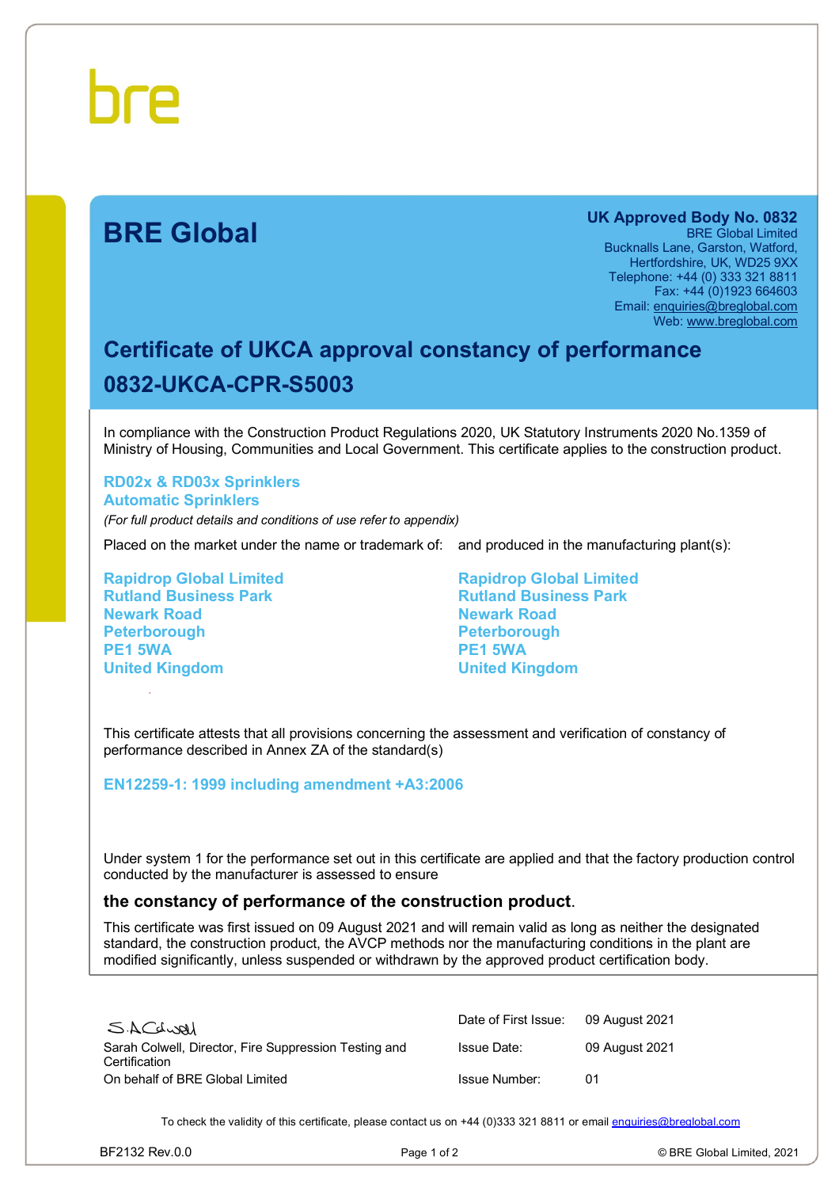bre

# BRE Global

**UK Approved Body No. 0832**
BRE Global Limited
Bucknalls Lane, Garston, Watford,
Hertfordshire, UK, WD25 9XX
Telephone: +44 (0) 333 321 8811
Fax: +44 (0)1923 664603
Email: enquiries@breglobal.com
Web: www.breglobal.com

## Certificate of UKCA approval constancy of performance
## 0832-UKCA-CPR-S5003

In compliance with the Construction Product Regulations 2020, UK Statutory Instruments 2020 No.1359 of Ministry of Housing, Communities and Local Government. This certificate applies to the construction product.

**RD02x & RD03x Sprinklers**
**Automatic Sprinklers**

*(For full product details and conditions of use refer to appendix)*

Placed on the market under the name or trademark of:

**Rapidrop Global Limited**
**Rutland Business Park**
**Newark Road**
**Peterborough**
**PE1 5WA**
**United Kingdom**

and produced in the manufacturing plant(s):

**Rapidrop Global Limited**
**Rutland Business Park**
**Newark Road**
**Peterborough**
**PE1 5WA**
**United Kingdom**

This certificate attests that all provisions concerning the assessment and verification of constancy of performance described in Annex ZA of the standard(s)

**EN12259-1: 1999 including amendment +A3:2006**

Under system 1 for the performance set out in this certificate are applied and that the factory production control conducted by the manufacturer is assessed to ensure

**the constancy of performance of the construction product.**

This certificate was first issued on 09 August 2021 and will remain valid as long as neither the designated standard, the construction product, the AVCP methods nor the manufacturing conditions in the plant are modified significantly, unless suspended or withdrawn by the approved product certification body.

S.A.Colwell
Sarah Colwell, Director, Fire Suppression Testing and Certification
On behalf of BRE Global Limited

| | |
|---|---|
| Date of First Issue: | 09 August 2021 |
| Issue Date: | 09 August 2021 |
| Issue Number: | 01 |

To check the validity of this certificate, please contact us on +44 (0)333 321 8811 or email enquiries@breglobal.com

BF2132 Rev.0.0 © BRE Global Limited, 2021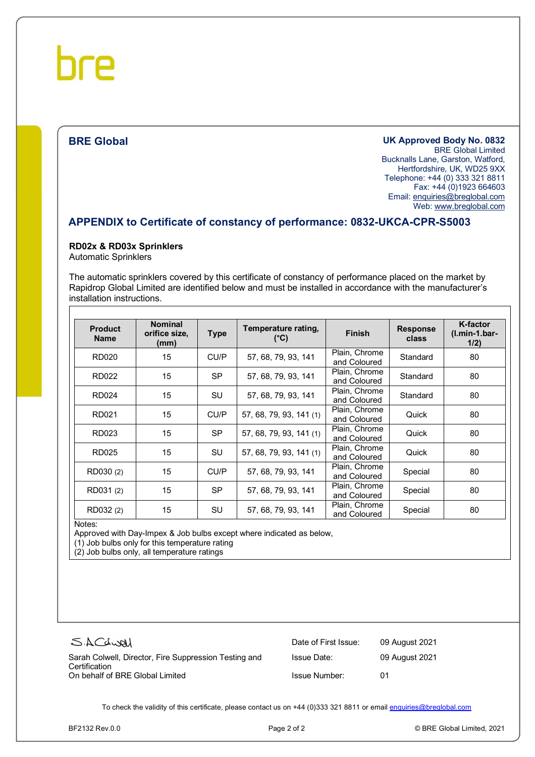## BRE Global

**UK Approved Body No. 0832**
BRE Global Limited
Bucknalls Lane, Garston, Watford,
Hertfordshire, UK, WD25 9XX
Telephone: +44 (0) 333 321 8811
Fax: +44 (0)1923 664603
Email: enquiries@breglobal.com
Web: www.breglobal.com

## APPENDIX to Certificate of constancy of performance: 0832-UKCA-CPR-S5003

**RD02x & RD03x Sprinklers**
Automatic Sprinklers

The automatic sprinklers covered by this certificate of constancy of performance placed on the market by Rapidrop Global Limited are identified below and must be installed in accordance with the manufacturer's installation instructions.

| Product Name | Nominal orifice size, (mm) | Type | Temperature rating, (°C) | Finish | Response class | K-factor (l.min-1.bar-1/2) |
|---|---|---|---|---|---|---|
| RD020 | 15 | CU/P | 57, 68, 79, 93, 141 | Plain, Chrome and Coloured | Standard | 80 |
| RD022 | 15 | SP | 57, 68, 79, 93, 141 | Plain, Chrome and Coloured | Standard | 80 |
| RD024 | 15 | SU | 57, 68, 79, 93, 141 | Plain, Chrome and Coloured | Standard | 80 |
| RD021 | 15 | CU/P | 57, 68, 79, 93, 141 (1) | Plain, Chrome and Coloured | Quick | 80 |
| RD023 | 15 | SP | 57, 68, 79, 93, 141 (1) | Plain, Chrome and Coloured | Quick | 80 |
| RD025 | 15 | SU | 57, 68, 79, 93, 141 (1) | Plain, Chrome and Coloured | Quick | 80 |
| RD030 (2) | 15 | CU/P | 57, 68, 79, 93, 141 | Plain, Chrome and Coloured | Special | 80 |
| RD031 (2) | 15 | SP | 57, 68, 79, 93, 141 | Plain, Chrome and Coloured | Special | 80 |
| RD032 (2) | 15 | SU | 57, 68, 79, 93, 141 | Plain, Chrome and Coloured | Special | 80 |

Notes:
Approved with Day-Impex & Job bulbs except where indicated as below,
(1) Job bulbs only for this temperature rating
(2) Job bulbs only, all temperature ratings

S.A.Colwell

Sarah Colwell, Director, Fire Suppression Testing and Certification
On behalf of BRE Global Limited

Date of First Issue: 09 August 2021
Issue Date: 09 August 2021
Issue Number: 01

To check the validity of this certificate, please contact us on +44 (0)333 321 8811 or email enquiries@breglobal.com

BF2132 Rev.0.0 © BRE Global Limited, 2021